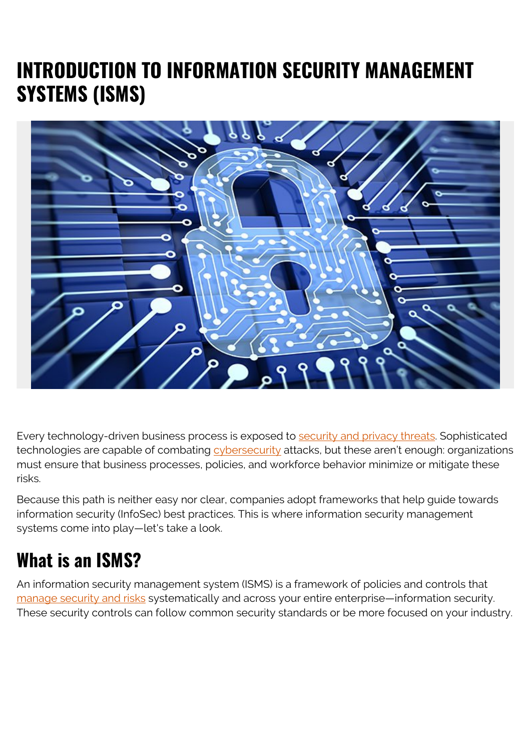# INTRODUCTION TO INFORMATION SECURITY MANAGEMENT SYSTEMS (ISMS)

Every technology-driven business process is exposed to security and privacy threats. Sophisticated technologies are capable of combating cybersecurity attacks, but these aren't enough: organizations must ensure that business processes, policies, and workforce behavior minimize or mitigate these risks.

Because this path is neither easy nor clear, companies adopt frameworks that help guide towards information security (InfoSec) best practices. This is where information security management systems come into play—let's take a look.

## What is an ISMS?

An information security management system (ISMS) is a framework of policies and controls that manage security and risks systematically and across your entire enterprise—information security. These security controls can follow common security standards or be more focused on your industry.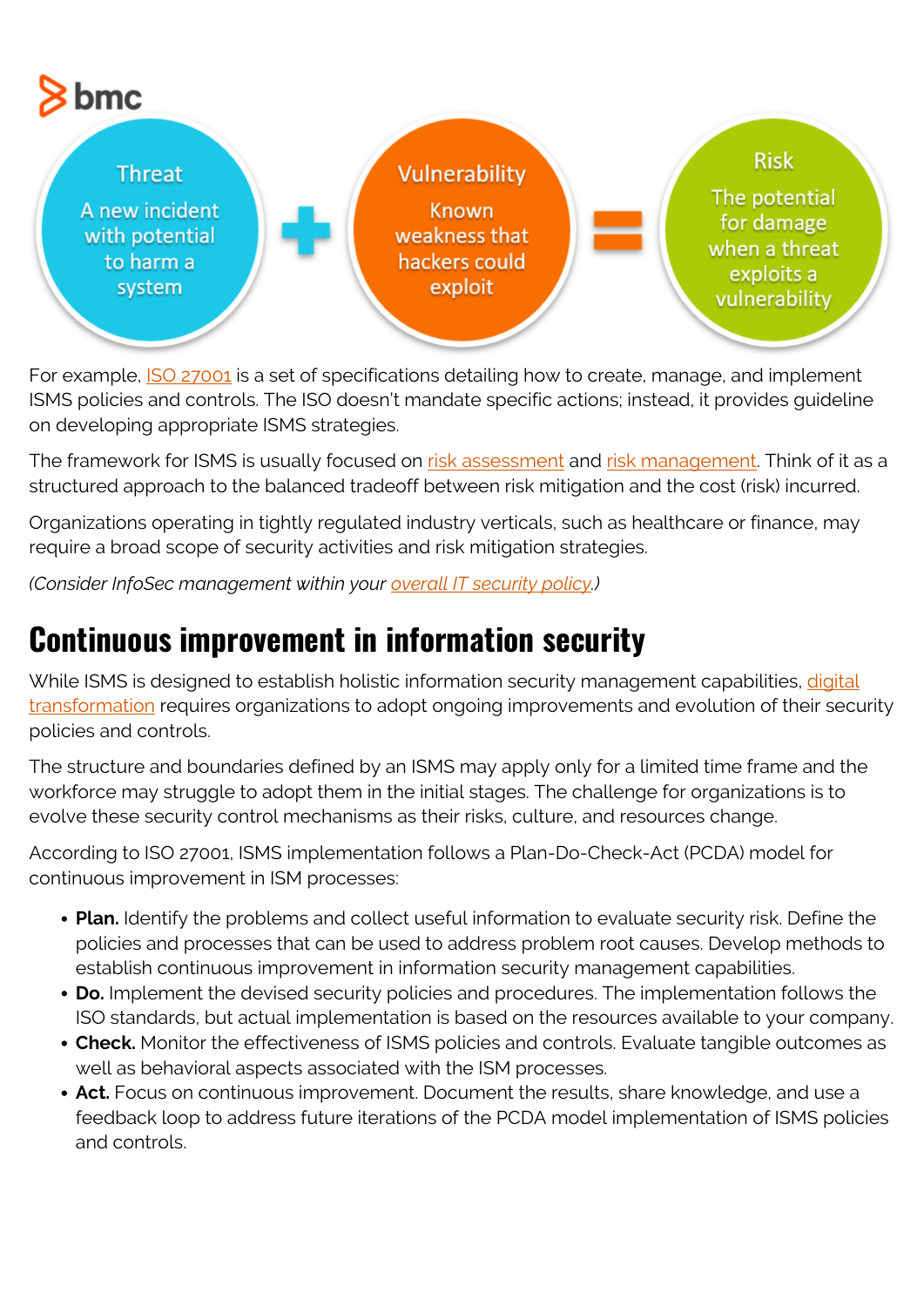**Threat**: A new incident with potential to harm a system

+

**Vulnerability**: Known weakness that hackers could exploit

=

**Risk**: The potential for damage when a threat exploits a vulnerability

For example, ISO 27001 is a set of specifications detailing how to create, manage, and implement ISMS policies and controls. The ISO doesn't mandate specific actions; instead, it provides guideline on developing appropriate ISMS strategies.

The framework for ISMS is usually focused on risk assessment and risk management. Think of it as a structured approach to the balanced tradeoff between risk mitigation and the cost (risk) incurred.

Organizations operating in tightly regulated industry verticals, such as healthcare or finance, may require a broad scope of security activities and risk mitigation strategies.

*(Consider InfoSec management within your overall IT security policy.)*

## Continuous improvement in information security

While ISMS is designed to establish holistic information security management capabilities, digital transformation requires organizations to adopt ongoing improvements and evolution of their security policies and controls.

The structure and boundaries defined by an ISMS may apply only for a limited time frame and the workforce may struggle to adopt them in the initial stages. The challenge for organizations is to evolve these security control mechanisms as their risks, culture, and resources change.

According to ISO 27001, ISMS implementation follows a Plan-Do-Check-Act (PCDA) model for continuous improvement in ISM processes:

- **Plan.** Identify the problems and collect useful information to evaluate security risk. Define the policies and processes that can be used to address problem root causes. Develop methods to establish continuous improvement in information security management capabilities.
- **Do.** Implement the devised security policies and procedures. The implementation follows the ISO standards, but actual implementation is based on the resources available to your company.
- **Check.** Monitor the effectiveness of ISMS policies and controls. Evaluate tangible outcomes as well as behavioral aspects associated with the ISM processes.
- **Act.** Focus on continuous improvement. Document the results, share knowledge, and use a feedback loop to address future iterations of the PCDA model implementation of ISMS policies and controls.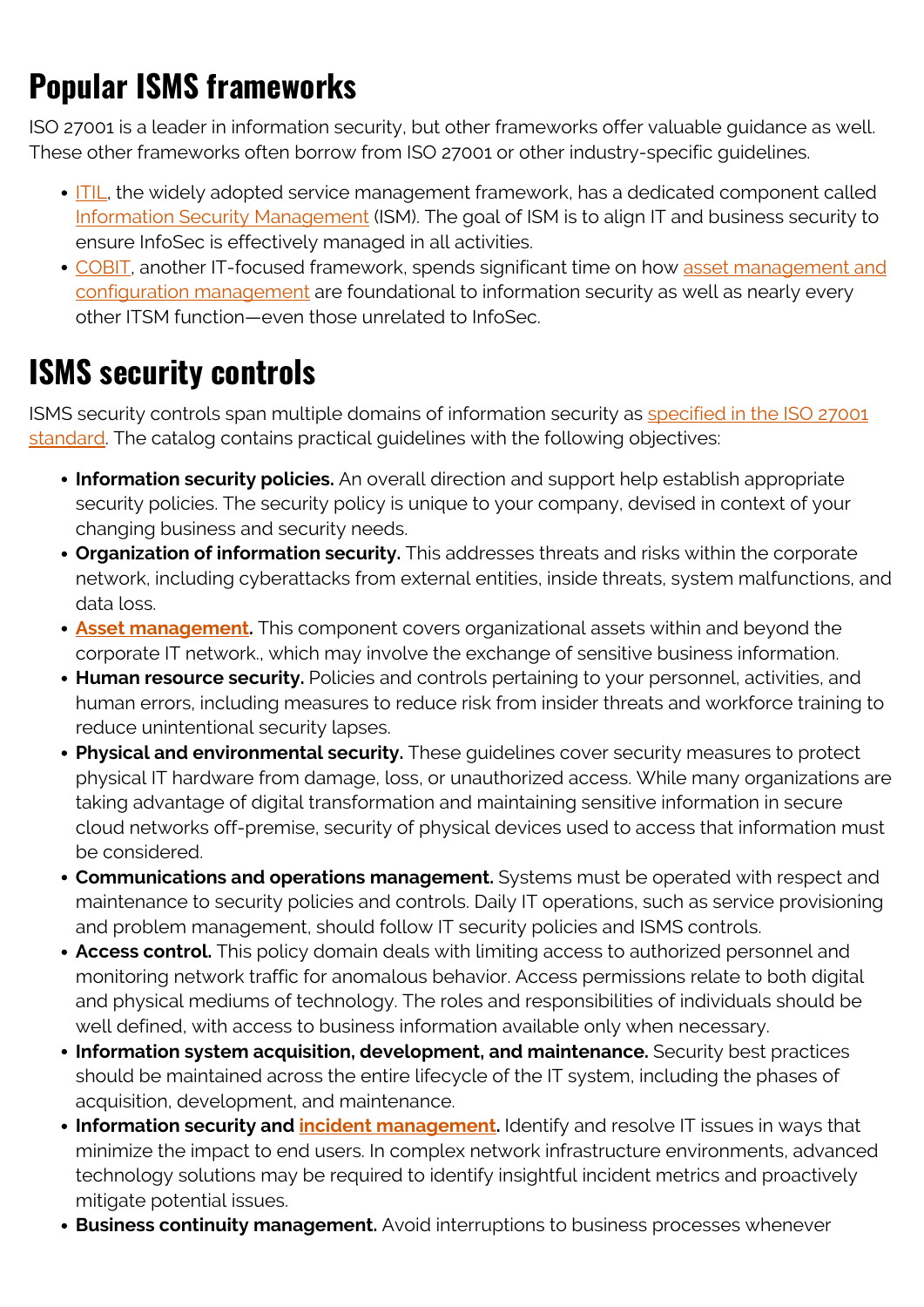## Popular ISMS frameworks

ISO 27001 is a leader in information security, but other frameworks offer valuable guidance as well. These other frameworks often borrow from ISO 27001 or other industry-specific guidelines.

- ITIL, the widely adopted service management framework, has a dedicated component called Information Security Management (ISM). The goal of ISM is to align IT and business security to ensure InfoSec is effectively managed in all activities.
- COBIT, another IT-focused framework, spends significant time on how asset management and configuration management are foundational to information security as well as nearly every other ITSM function—even those unrelated to InfoSec.

## ISMS security controls

ISMS security controls span multiple domains of information security as specified in the ISO 27001 standard. The catalog contains practical guidelines with the following objectives:

- **Information security policies.** An overall direction and support help establish appropriate security policies. The security policy is unique to your company, devised in context of your changing business and security needs.
- **Organization of information security.** This addresses threats and risks within the corporate network, including cyberattacks from external entities, inside threats, system malfunctions, and data loss.
- **Asset management.** This component covers organizational assets within and beyond the corporate IT network., which may involve the exchange of sensitive business information.
- **Human resource security.** Policies and controls pertaining to your personnel, activities, and human errors, including measures to reduce risk from insider threats and workforce training to reduce unintentional security lapses.
- **Physical and environmental security.** These guidelines cover security measures to protect physical IT hardware from damage, loss, or unauthorized access. While many organizations are taking advantage of digital transformation and maintaining sensitive information in secure cloud networks off-premise, security of physical devices used to access that information must be considered.
- **Communications and operations management.** Systems must be operated with respect and maintenance to security policies and controls. Daily IT operations, such as service provisioning and problem management, should follow IT security policies and ISMS controls.
- **Access control.** This policy domain deals with limiting access to authorized personnel and monitoring network traffic for anomalous behavior. Access permissions relate to both digital and physical mediums of technology. The roles and responsibilities of individuals should be well defined, with access to business information available only when necessary.
- **Information system acquisition, development, and maintenance.** Security best practices should be maintained across the entire lifecycle of the IT system, including the phases of acquisition, development, and maintenance.
- **Information security and incident management.** Identify and resolve IT issues in ways that minimize the impact to end users. In complex network infrastructure environments, advanced technology solutions may be required to identify insightful incident metrics and proactively mitigate potential issues.
- **Business continuity management.** Avoid interruptions to business processes whenever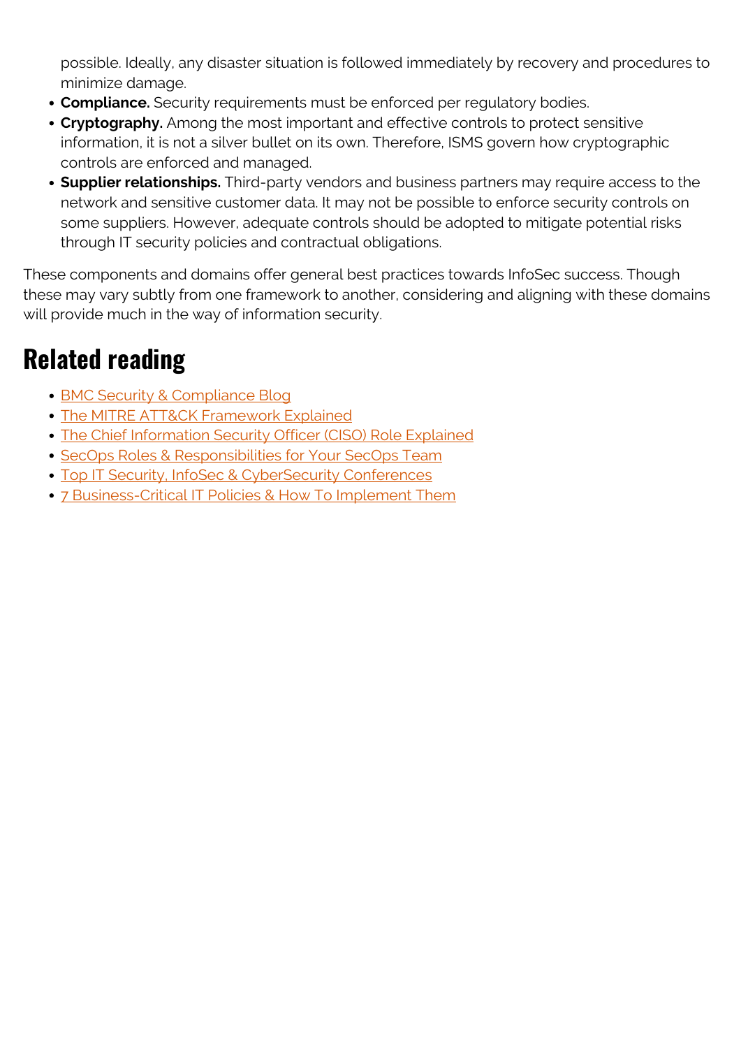possible. Ideally, any disaster situation is followed immediately by recovery and procedures to minimize damage.

- **Compliance.** Security requirements must be enforced per regulatory bodies.
- **Cryptography.** Among the most important and effective controls to protect sensitive information, it is not a silver bullet on its own. Therefore, ISMS govern how cryptographic controls are enforced and managed.
- **Supplier relationships.** Third-party vendors and business partners may require access to the network and sensitive customer data. It may not be possible to enforce security controls on some suppliers. However, adequate controls should be adopted to mitigate potential risks through IT security policies and contractual obligations.

These components and domains offer general best practices towards InfoSec success. Though these may vary subtly from one framework to another, considering and aligning with these domains will provide much in the way of information security.

## Related reading

- BMC Security & Compliance Blog
- The MITRE ATT&CK Framework Explained
- The Chief Information Security Officer (CISO) Role Explained
- SecOps Roles & Responsibilities for Your SecOps Team
- Top IT Security, InfoSec & CyberSecurity Conferences
- 7 Business-Critical IT Policies & How To Implement Them